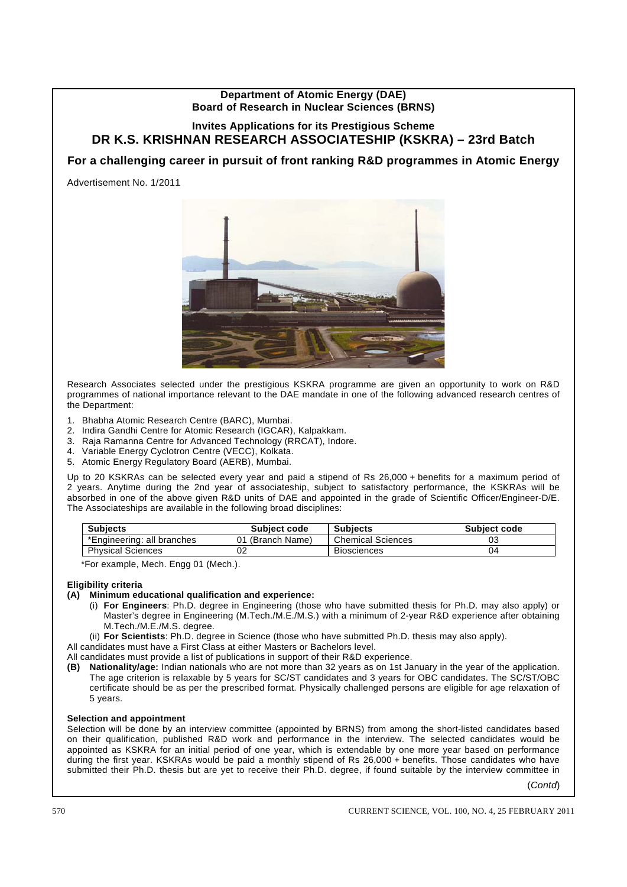**Department of Atomic Energy (DAE)**
**Board of Research in Nuclear Sciences (BRNS)**

**Invites Applications for its Prestigious Scheme**

# DR K.S. KRISHNAN RESEARCH ASSOCIATESHIP (KSKRA) – 23rd Batch

## For a challenging career in pursuit of front ranking R&D programmes in Atomic Energy

Advertisement No. 1/2011

Research Associates selected under the prestigious KSKRA programme are given an opportunity to work on R&D programmes of national importance relevant to the DAE mandate in one of the following advanced research centres of the Department:

1. Bhabha Atomic Research Centre (BARC), Mumbai.
2. Indira Gandhi Centre for Atomic Research (IGCAR), Kalpakkam.
3. Raja Ramanna Centre for Advanced Technology (RRCAT), Indore.
4. Variable Energy Cyclotron Centre (VECC), Kolkata.
5. Atomic Energy Regulatory Board (AERB), Mumbai.

Up to 20 KSKRAs can be selected every year and paid a stipend of Rs 26,000 + benefits for a maximum period of 2 years. Anytime during the 2nd year of associateship, subject to satisfactory performance, the KSKRAs will be absorbed in one of the above given R&D units of DAE and appointed in the grade of Scientific Officer/Engineer-D/E. The Associateships are available in the following broad disciplines:

| Subjects | Subject code | Subjects | Subject code |
|---|---|---|---|
| *Engineering: all branches | 01 (Branch Name) | Chemical Sciences | 03 |
| Physical Sciences | 02 | Biosciences | 04 |

*For example, Mech. Engg 01 (Mech.).

**Eligibility criteria**

**(A) Minimum educational qualification and experience:**

(i) **For Engineers**: Ph.D. degree in Engineering (those who have submitted thesis for Ph.D. may also apply) or Master's degree in Engineering (M.Tech./M.E./M.S.) with a minimum of 2-year R&D experience after obtaining M.Tech./M.E./M.S. degree.

(ii) **For Scientists**: Ph.D. degree in Science (those who have submitted Ph.D. thesis may also apply).

All candidates must have a First Class at either Masters or Bachelors level.

All candidates must provide a list of publications in support of their R&D experience.

**(B) Nationality/age:** Indian nationals who are not more than 32 years as on 1st January in the year of the application. The age criterion is relaxable by 5 years for SC/ST candidates and 3 years for OBC candidates. The SC/ST/OBC certificate should be as per the prescribed format. Physically challenged persons are eligible for age relaxation of 5 years.

**Selection and appointment**

Selection will be done by an interview committee (appointed by BRNS) from among the short-listed candidates based on their qualification, published R&D work and performance in the interview. The selected candidates would be appointed as KSKRA for an initial period of one year, which is extendable by one more year based on performance during the first year. KSKRAs would be paid a monthly stipend of Rs 26,000 + benefits. Those candidates who have submitted their Ph.D. thesis but are yet to receive their Ph.D. degree, if found suitable by the interview committee in

(*Contd*)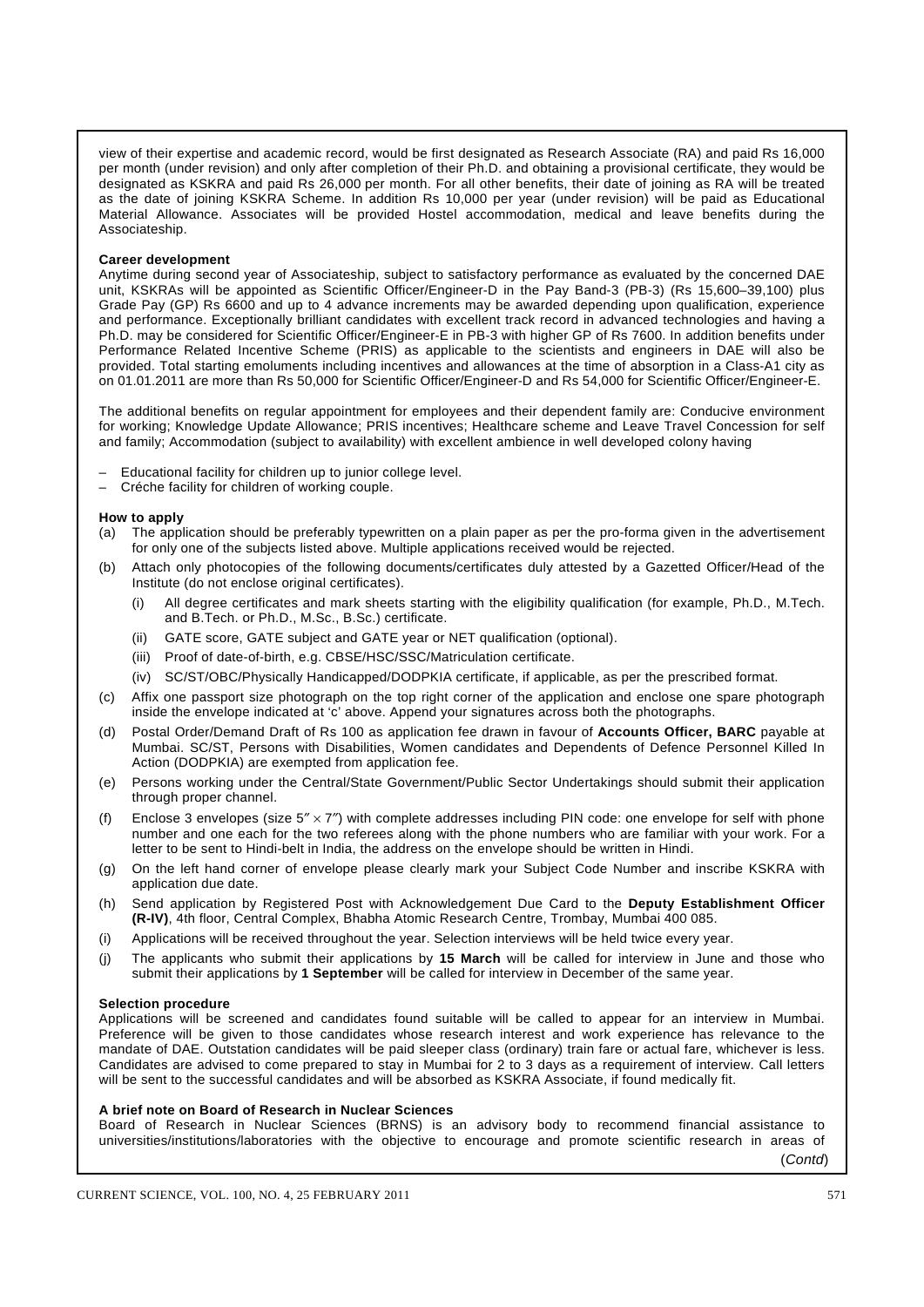view of their expertise and academic record, would be first designated as Research Associate (RA) and paid Rs 16,000 per month (under revision) and only after completion of their Ph.D. and obtaining a provisional certificate, they would be designated as KSKRA and paid Rs 26,000 per month. For all other benefits, their date of joining as RA will be treated as the date of joining KSKRA Scheme. In addition Rs 10,000 per year (under revision) will be paid as Educational Material Allowance. Associates will be provided Hostel accommodation, medical and leave benefits during the Associateship.

**Career development**

Anytime during second year of Associateship, subject to satisfactory performance as evaluated by the concerned DAE unit, KSKRAs will be appointed as Scientific Officer/Engineer-D in the Pay Band-3 (PB-3) (Rs 15,600–39,100) plus Grade Pay (GP) Rs 6600 and up to 4 advance increments may be awarded depending upon qualification, experience and performance. Exceptionally brilliant candidates with excellent track record in advanced technologies and having a Ph.D. may be considered for Scientific Officer/Engineer-E in PB-3 with higher GP of Rs 7600. In addition benefits under Performance Related Incentive Scheme (PRIS) as applicable to the scientists and engineers in BARC will also be provided. Total starting emoluments including incentives and allowances at the time of absorption in a Class-A1 city as on 01.01.2011 are more than Rs 50,000 for Scientific Officer/Engineer-D and Rs 54,000 for Scientific Officer/Engineer-E.

The additional benefits on regular appointment for employees and their dependent family are: Conducive environment for working; Knowledge Update Allowance; PRIS incentives; Healthcare scheme and Leave Travel Concession for self and family; Accommodation (subject to availability) with excellent ambience in well developed colony having

– Educational facility for children up to junior college level.
– Créche facility for children of working couple.

**How to apply**

(a) The application should be preferably typewritten on a plain paper as per the pro-forma given in the advertisement for only one of the subjects listed above. Multiple applications received would be rejected.

(b) Attach only photocopies of the following documents/certificates duly attested by a Gazetted Officer/Head of the Institute (do not enclose original certificates).

  (i) All degree certificates and mark sheets starting with the eligibility qualification (for example, Ph.D., M.Tech. and B.Tech. or Ph.D., M.Sc., B.Sc.) certificate.

  (ii) GATE score, GATE subject and GATE year or NET qualification (optional).

  (iii) Proof of date-of-birth, e.g. CBSE/HSC/SSC/Matriculation certificate.

  (iv) SC/ST/OBC/Physically Handicapped/DODPKIA certificate, if applicable, as per the prescribed format.

(c) Affix one passport size photograph on the top right corner of the application and enclose one spare photograph inside the envelope indicated at 'c' above. Append your signatures across both the photographs.

(d) Postal Order/Demand Draft of Rs 100 as application fee drawn in favour of **Accounts Officer, BARC** payable at Mumbai. SC/ST, Persons with Disabilities, Women candidates and Dependents of Defence Personnel Killed In Action (DODPKIA) are exempted from application fee.

(e) Persons working under the Central/State Government/Public Sector Undertakings should submit their application through proper channel.

(f) Enclose 3 envelopes (size $5'' \times 7''$) with complete addresses including PIN code: one envelope for self with phone number and one each for the two referees along with the phone numbers who are familiar with your work. For a letter to be sent to Hindi-belt in India, the address on the envelope should be written in Hindi.

(g) On the left hand corner of envelope please clearly mark your Subject Code Number and inscribe KSKRA with application due date.

(h) Send application by Registered Post with Acknowledgement Due Card to the **Deputy Establishment Officer (R-IV)**, 4th floor, Central Complex, Bhabha Atomic Research Centre, Trombay, Mumbai 400 085.

(i) Applications will be received throughout the year. Selection interviews will be held twice every year.

(j) The applicants who submit their applications by **15 March** will be called for interview in June and those who submit their applications by **1 September** will be called for interview in December of the same year.

**Selection procedure**

Applications will be screened and candidates found suitable will be called to appear for an interview in Mumbai. Preference will be given to those candidates whose research interest and work experience has relevance to the mandate of DAE. Outstation candidates will be paid sleeper class (ordinary) train fare or actual fare, whichever is less. Candidates are advised to come prepared to stay in Mumbai for 2 to 3 days as a requirement of interview. Call letters will be sent to the successful candidates and will be absorbed as KSKRA Associate, if found medically fit.

**A brief note on Board of Research in Nuclear Sciences**

Board of Research in Nuclear Sciences (BRNS) is an advisory body to recommend financial assistance to universities/institutions/laboratories with the objective to encourage and promote scientific research in areas of

(*Contd*)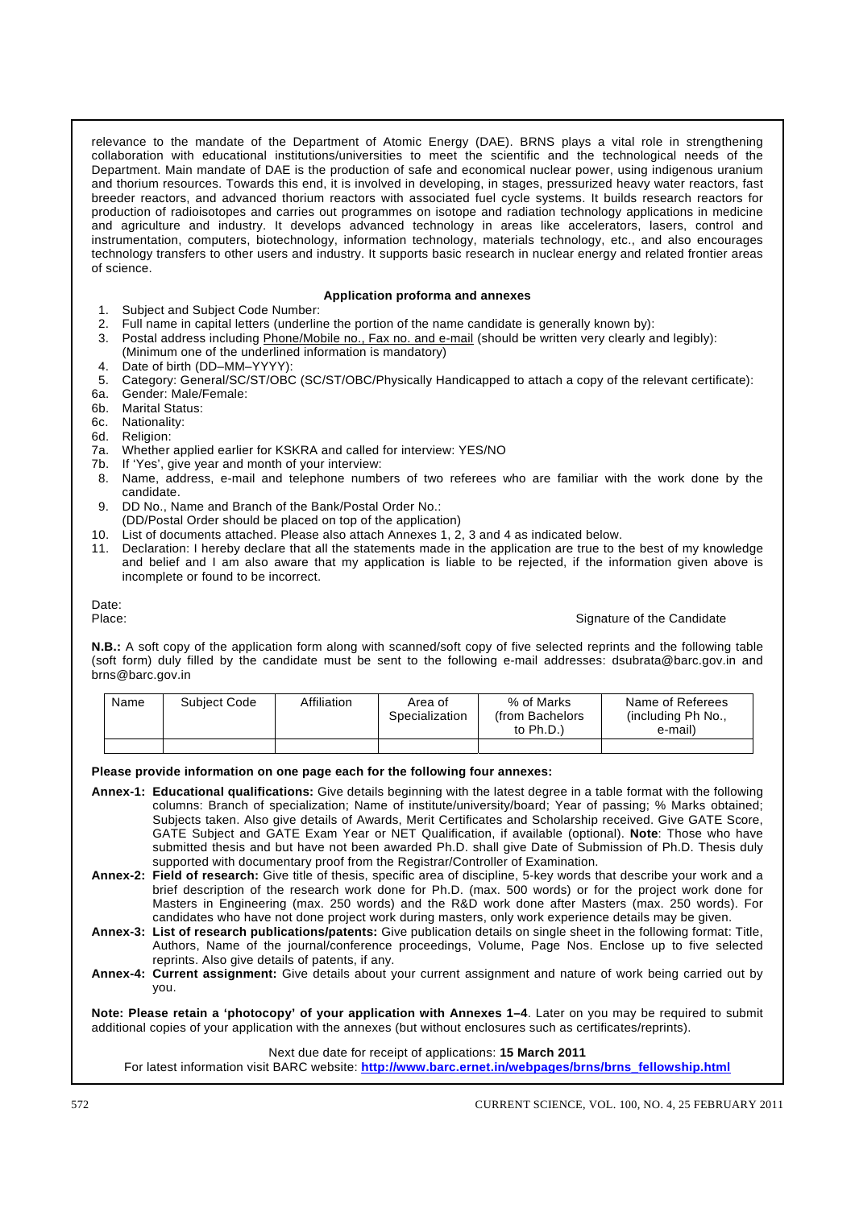relevance to the mandate of the Department of Atomic Energy (DAE). BRNS plays a vital role in strengthening collaboration with educational institutions/universities to meet the scientific and the technological needs of the Department. Main mandate of DAE is the production of safe and economical nuclear power, using indigenous uranium and thorium resources. Towards this end, it is involved in developing, in stages, pressurized heavy water reactors, fast breeder reactors, and advanced thorium reactors with associated fuel cycle systems. It builds research reactors for production of radioisotopes and carries out programmes on isotope and radiation technology applications in medicine and agriculture and industry. It develops advanced technology in areas like accelerators, lasers, control and instrumentation, computers, biotechnology, information technology, materials technology, etc., and also encourages technology transfers to other users and industry. It supports basic research in nuclear energy and related frontier areas of science.

### Application proforma and annexes

1. Subject and Subject Code Number:
2. Full name in capital letters (underline the portion of the name candidate is generally known by):
3. Postal address including <u>Phone/Mobile no., Fax no. and e-mail</u> (should be written very clearly and legibly): (Minimum one of the underlined information is mandatory)
4. Date of birth (DD–MM–YYYY):
5. Category: General/SC/ST/OBC (SC/ST/OBC/Physically Handicapped to attach a copy of the relevant certificate):

6a. Gender: Male/Female:
6b. Marital Status:
6c. Nationality:
6d. Religion:
7a. Whether applied earlier for KSKRA and called for interview: YES/NO
7b. If 'Yes', give year and month of your interview:

8. Name, address, e-mail and telephone numbers of two referees who are familiar with the work done by the candidate.
9. DD No., Name and Branch of the Bank/Postal Order No.: (DD/Postal Order should be placed on top of the application)
10. List of documents attached. Please also attach Annexes 1, 2, 3 and 4 as indicated below.
11. Declaration: I hereby declare that all the statements made in the application are true to the best of my knowledge and belief and I am also aware that my application is liable to be rejected, if the information given above is incomplete or found to be incorrect.

Date:
Place: Signature of the Candidate

**N.B.:** A soft copy of the application form along with scanned/soft copy of five selected reprints and the following table (soft form) duly filled by the candidate must be sent to the following e-mail addresses: dsubrata@barc.gov.in and brns@barc.gov.in

| Name | Subject Code | Affiliation | Area of Specialization | % of Marks (from Bachelors to Ph.D.) | Name of Referees (including Ph No., e-mail) |
|---|---|---|---|---|---|
| | | | | | |

**Please provide information on one page each for the following four annexes:**

**Annex-1: Educational qualifications:** Give details beginning with the latest degree in a table format with the following columns: Branch of specialization; Name of institute/university/board; Year of passing; % Marks obtained; Subjects taken. Also give details of Awards, Merit Certificates and Scholarship received. Give GATE Score, GATE Subject and GATE Exam Year or NET Qualification, if available (optional). **Note**: Those who have submitted thesis and but have not been awarded Ph.D. shall give Date of Submission of Ph.D. Thesis duly supported with documentary proof from the Registrar/Controller of Examination.

**Annex-2: Field of research:** Give title of thesis, specific area of discipline, 5-key words that describe your work and a brief description of the research work done for Ph.D. (max. 500 words) or for the project work done for Masters in Engineering (max. 250 words) and the R&D work done after Masters (max. 250 words). For candidates who have not done project work during masters, only work experience details may be given.

**Annex-3: List of research publications/patents:** Give publication details on single sheet in the following format: Title, Authors, Name of the journal/conference proceedings, Volume, Page Nos. Enclose up to five selected reprints. Also give details of patents, if any.

**Annex-4: Current assignment:** Give details about your current assignment and nature of work being carried out by you.

**Note: Please retain a 'photocopy' of your application with Annexes 1–4**. Later on you may be required to submit additional copies of your application with the annexes (but without enclosures such as certificates/reprints).

Next due date for receipt of applications: **15 March 2011**

For latest information visit BARC website: **http://www.barc.ernet.in/webpages/brns/brns_fellowship.html**